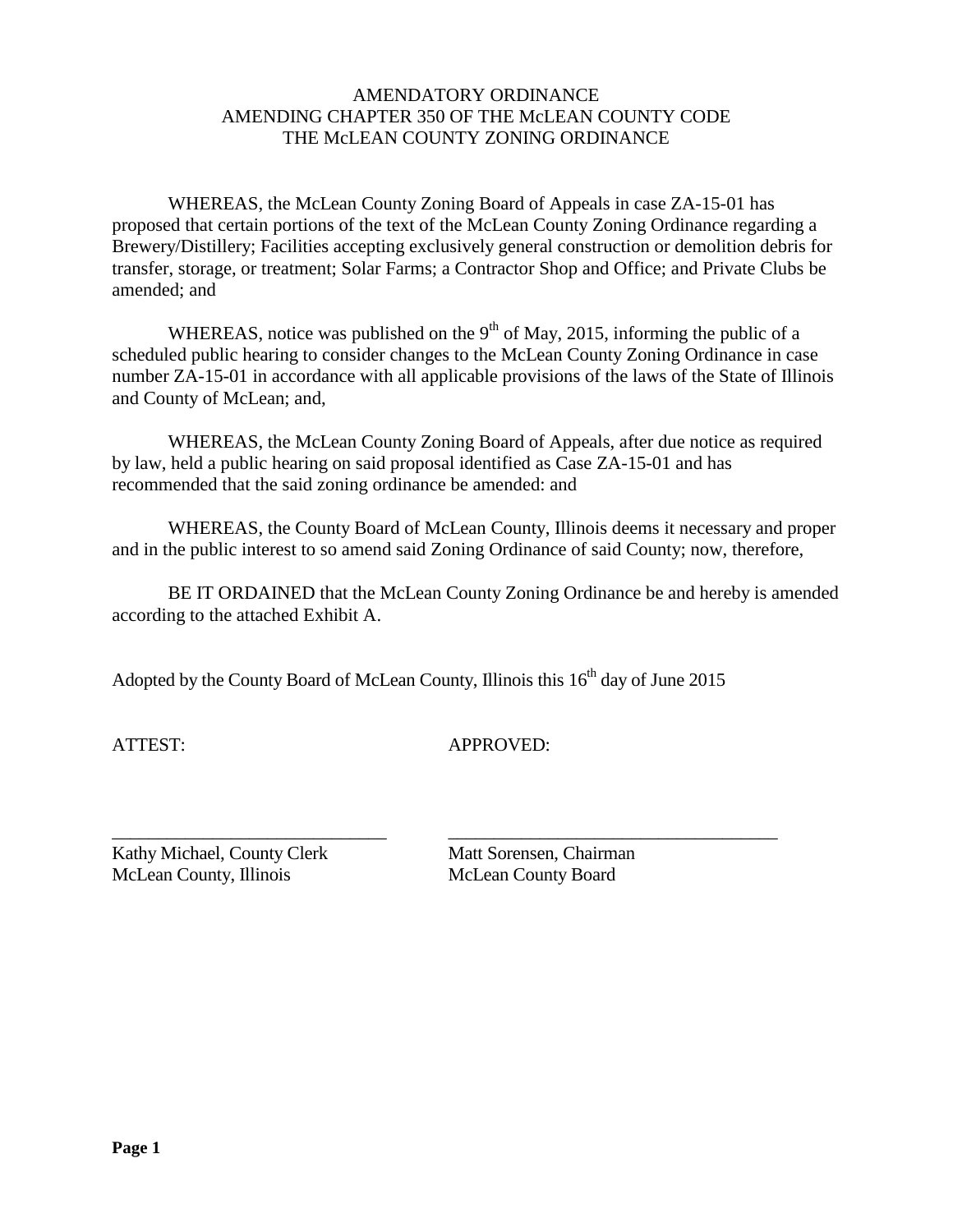# AMENDATORY ORDINANCE
# AMENDING CHAPTER 350 OF THE McLEAN COUNTY CODE
# THE McLEAN COUNTY ZONING ORDINANCE

WHEREAS, the McLean County Zoning Board of Appeals in case ZA-15-01 has proposed that certain portions of the text of the McLean County Zoning Ordinance regarding a Brewery/Distillery; Facilities accepting exclusively general construction or demolition debris for transfer, storage, or treatment; Solar Farms; a Contractor Shop and Office; and Private Clubs be amended; and

WHEREAS, notice was published on the 9th of May, 2015, informing the public of a scheduled public hearing to consider changes to the McLean County Zoning Ordinance in case number ZA-15-01 in accordance with all applicable provisions of the laws of the State of Illinois and County of McLean; and,

WHEREAS, the McLean County Zoning Board of Appeals, after due notice as required by law, held a public hearing on said proposal identified as Case ZA-15-01 and has recommended that the said zoning ordinance be amended: and

WHEREAS, the County Board of McLean County, Illinois deems it necessary and proper and in the public interest to so amend said Zoning Ordinance of said County; now, therefore,

BE IT ORDAINED that the McLean County Zoning Ordinance be and hereby is amended according to the attached Exhibit A.

Adopted by the County Board of McLean County, Illinois this 16th day of June 2015

ATTEST:

\_\_\_\_\_\_\_\_\_\_\_\_\_\_\_\_\_\_\_\_\_\_\_\_\_\_\_\_\_\_

Kathy Michael, County Clerk
McLean County, Illinois

APPROVED:

\_\_\_\_\_\_\_\_\_\_\_\_\_\_\_\_\_\_\_\_\_\_\_\_\_\_\_\_\_\_\_\_\_\_\_\_

Matt Sorensen, Chairman
McLean County Board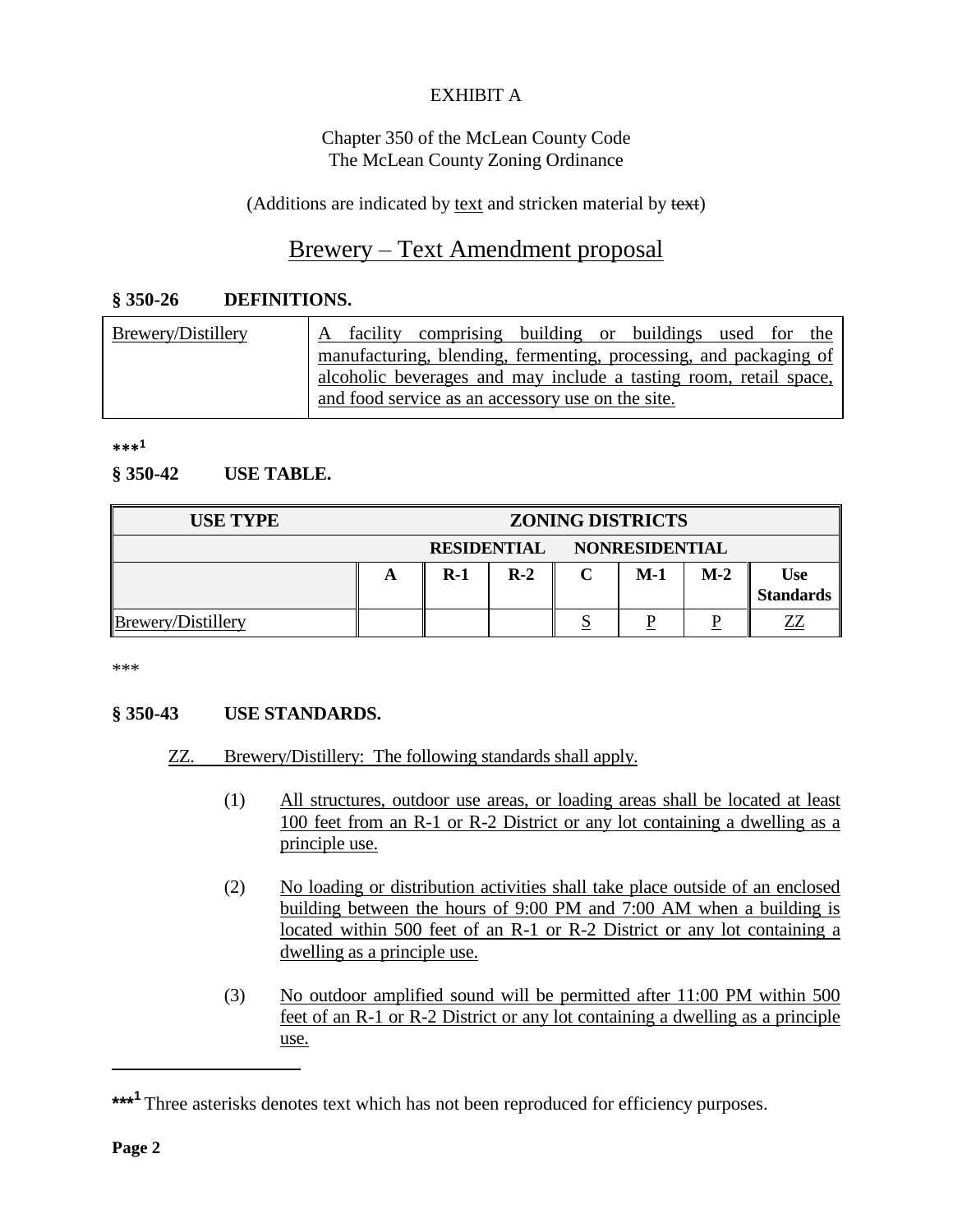EXHIBIT A

Chapter 350 of the McLean County Code
The McLean County Zoning Ordinance

(Additions are indicated by <u>text</u> and stricken material by ~~text~~)

# <u>Brewery – Text Amendment proposal</u>

### § 350-26 DEFINITIONS.

| <u>Brewery/Distillery</u> | <u>A facility comprising building or buildings used for the manufacturing, blending, fermenting, processing, and packaging of alcoholic beverages and may include a tasting room, retail space, and food service as an accessory use on the site.</u> |
|---|---|

***[1]

### § 350-42 USE TABLE.

| USE TYPE | ZONING DISTRICTS | | | | | | |
|---|---|---|---|---|---|---|---|
| | RESIDENTIAL | | | NONRESIDENTIAL | | | |
| | A | R-1 | R-2 | C | M-1 | M-2 | Use Standards |
| <u>Brewery/Distillery</u> | | | | <u>S</u> | <u>P</u> | <u>P</u> | <u>ZZ</u> |

***

### § 350-43 USE STANDARDS.

<u>ZZ. Brewery/Distillery: The following standards shall apply.</u>

(1) <u>All structures, outdoor use areas, or loading areas shall be located at least 100 feet from an R-1 or R-2 District or any lot containing a dwelling as a principle use.</u>

(2) <u>No loading or distribution activities shall take place outside of an enclosed building between the hours of 9:00 PM and 7:00 AM when a building is located within 500 feet of an R-1 or R-2 District or any lot containing a dwelling as a principle use.</u>

(3) <u>No outdoor amplified sound will be permitted after 11:00 PM within 500 feet of an R-1 or R-2 District or any lot containing a dwelling as a principle use.</u>

---

***[1] Three asterisks denotes text which has not been reproduced for efficiency purposes.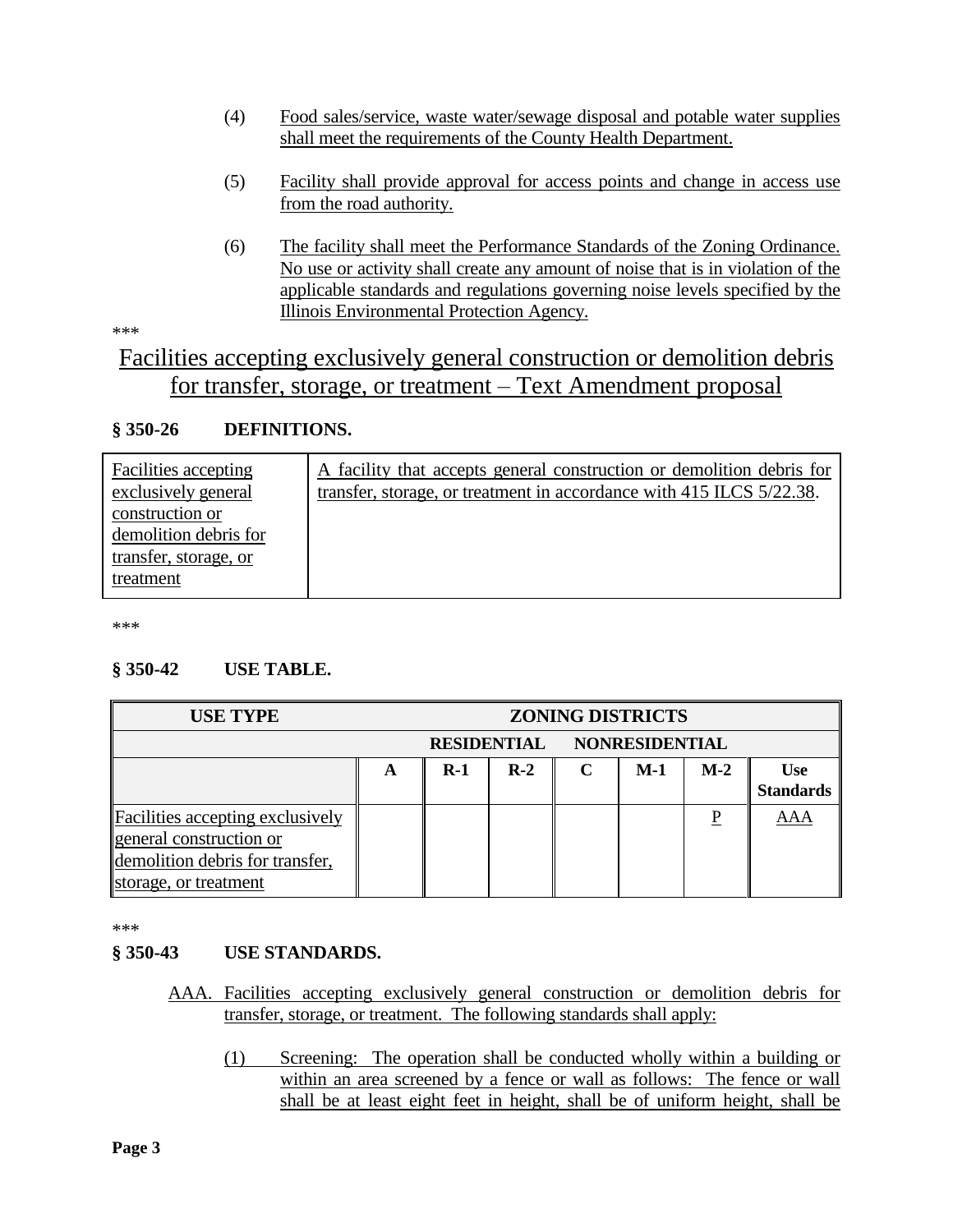(4) Food sales/service, waste water/sewage disposal and potable water supplies shall meet the requirements of the County Health Department.

(5) Facility shall provide approval for access points and change in access use from the road authority.

(6) The facility shall meet the Performance Standards of the Zoning Ordinance. No use or activity shall create any amount of noise that is in violation of the applicable standards and regulations governing noise levels specified by the Illinois Environmental Protection Agency.

***

# Facilities accepting exclusively general construction or demolition debris for transfer, storage, or treatment – Text Amendment proposal

### § 350-26 DEFINITIONS.

| | |
|---|---|
| Facilities accepting exclusively general construction or demolition debris for transfer, storage, or treatment | A facility that accepts general construction or demolition debris for transfer, storage, or treatment in accordance with 415 ILCS 5/22.38. |

***

### § 350-42 USE TABLE.

| USE TYPE | ZONING DISTRICTS | | | | | | |
|---|---|---|---|---|---|---|---|
| | RESIDENTIAL | | | NONRESIDENTIAL | | | |
| | A | R-1 | R-2 | C | M-1 | M-2 | Use Standards |
| Facilities accepting exclusively general construction or demolition debris for transfer, storage, or treatment | | | | | | P | AAA |

***

### § 350-43 USE STANDARDS.

AAA. Facilities accepting exclusively general construction or demolition debris for transfer, storage, or treatment. The following standards shall apply:

(1) Screening: The operation shall be conducted wholly within a building or within an area screened by a fence or wall as follows: The fence or wall shall be at least eight feet in height, shall be of uniform height, shall be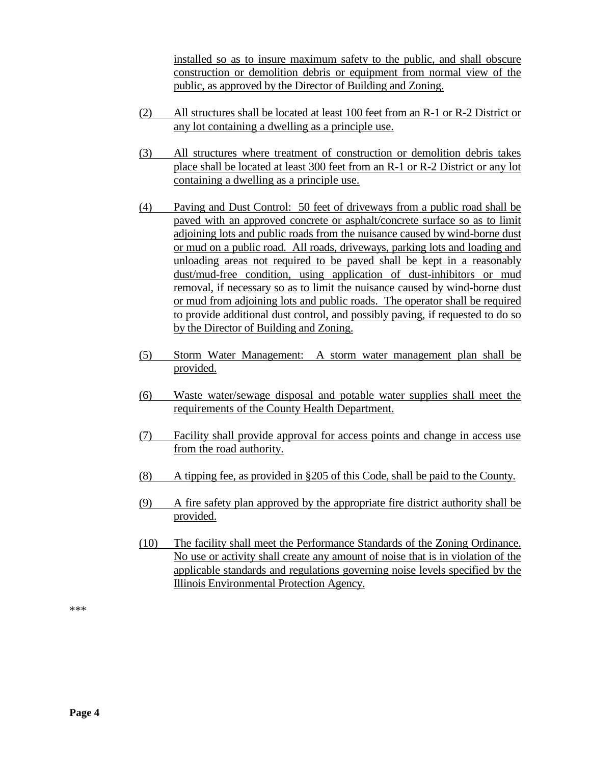installed so as to insure maximum safety to the public, and shall obscure construction or demolition debris or equipment from normal view of the public, as approved by the Director of Building and Zoning.

(2) All structures shall be located at least 100 feet from an R-1 or R-2 District or any lot containing a dwelling as a principle use.

(3) All structures where treatment of construction or demolition debris takes place shall be located at least 300 feet from an R-1 or R-2 District or any lot containing a dwelling as a principle use.

(4) Paving and Dust Control: 50 feet of driveways from a public road shall be paved with an approved concrete or asphalt/concrete surface so as to limit adjoining lots and public roads from the nuisance caused by wind-borne dust or mud on a public road. All roads, driveways, parking lots and loading and unloading areas not required to be paved shall be kept in a reasonably dust/mud-free condition, using application of dust-inhibitors or mud removal, if necessary so as to limit the nuisance caused by wind-borne dust or mud from adjoining lots and public roads. The operator shall be required to provide additional dust control, and possibly paving, if requested to do so by the Director of Building and Zoning.

(5) Storm Water Management: A storm water management plan shall be provided.

(6) Waste water/sewage disposal and potable water supplies shall meet the requirements of the County Health Department.

(7) Facility shall provide approval for access points and change in access use from the road authority.

(8) A tipping fee, as provided in §205 of this Code, shall be paid to the County.

(9) A fire safety plan approved by the appropriate fire district authority shall be provided.

(10) The facility shall meet the Performance Standards of the Zoning Ordinance. No use or activity shall create any amount of noise that is in violation of the applicable standards and regulations governing noise levels specified by the Illinois Environmental Protection Agency.

***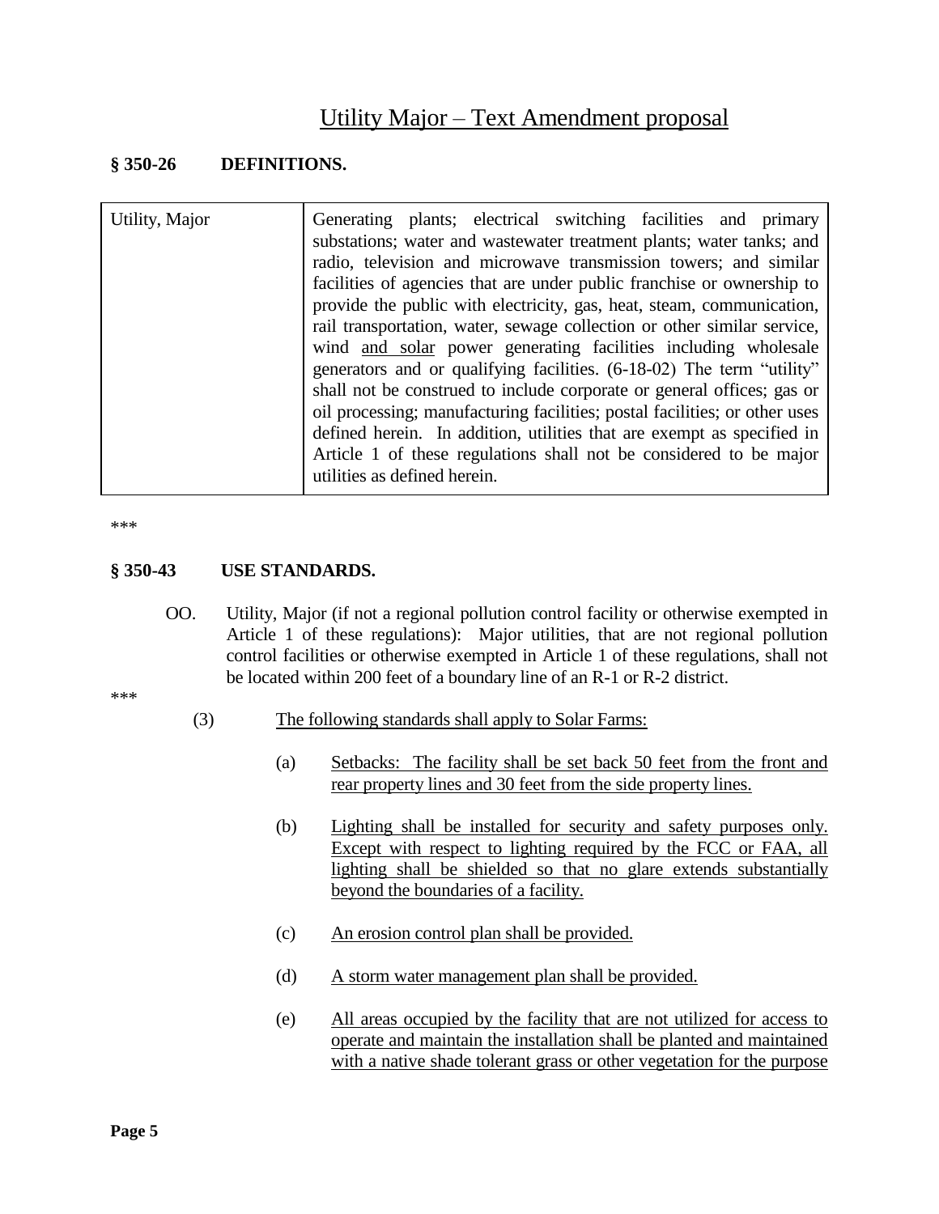# Utility Major – Text Amendment proposal

## § 350-26 DEFINITIONS.

| | |
|---|---|
| Utility, Major | Generating plants; electrical switching facilities and primary substations; water and wastewater treatment plants; water tanks; and radio, television and microwave transmission towers; and similar facilities of agencies that are under public franchise or ownership to provide the public with electricity, gas, heat, steam, communication, rail transportation, water, sewage collection or other similar service, wind <u>and solar</u> power generating facilities including wholesale generators and or qualifying facilities. (6-18-02) The term "utility" shall not be construed to include corporate or general offices; gas or oil processing; manufacturing facilities; postal facilities; or other uses defined herein. In addition, utilities that are exempt as specified in Article 1 of these regulations shall not be considered to be major utilities as defined herein. |

***

## § 350-43 USE STANDARDS.

OO. Utility, Major (if not a regional pollution control facility or otherwise exempted in Article 1 of these regulations): Major utilities, that are not regional pollution control facilities or otherwise exempted in Article 1 of these regulations, shall not be located within 200 feet of a boundary line of an R-1 or R-2 district.

***

(3) <u>The following standards shall apply to Solar Farms:</u>

(a) <u>Setbacks: The facility shall be set back 50 feet from the front and rear property lines and 30 feet from the side property lines.</u>

(b) <u>Lighting shall be installed for security and safety purposes only. Except with respect to lighting required by the FCC or FAA, all lighting shall be shielded so that no glare extends substantially beyond the boundaries of a facility.</u>

(c) <u>An erosion control plan shall be provided.</u>

(d) <u>A storm water management plan shall be provided.</u>

(e) <u>All areas occupied by the facility that are not utilized for access to operate and maintain the installation shall be planted and maintained with a native shade tolerant grass or other vegetation for the purpose</u>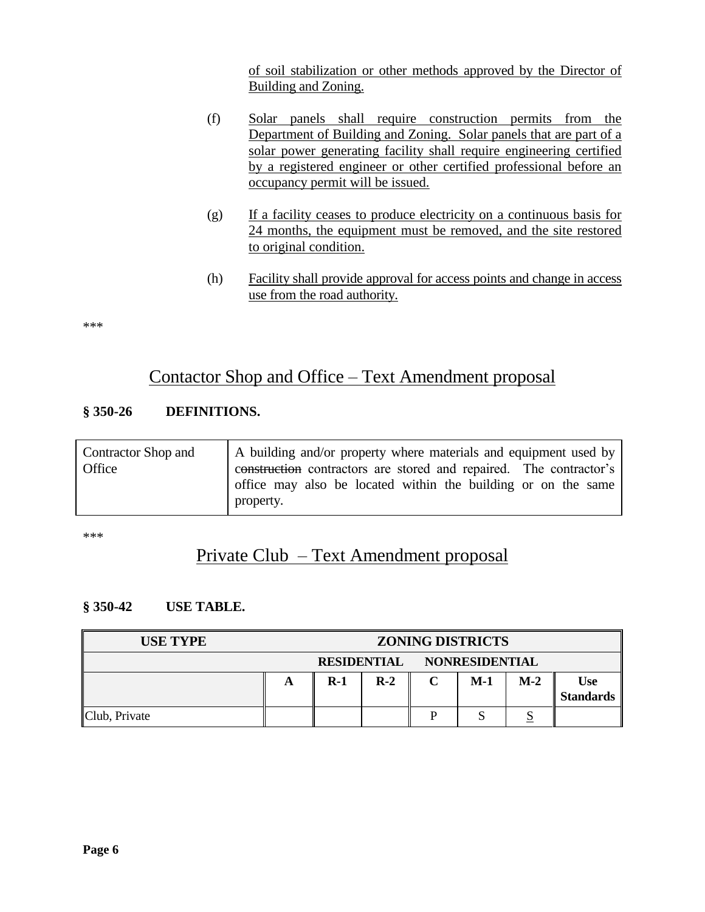of soil stabilization or other methods approved by the Director of Building and Zoning.

(f) Solar panels shall require construction permits from the Department of Building and Zoning. Solar panels that are part of a solar power generating facility shall require engineering certified by a registered engineer or other certified professional before an occupancy permit will be issued.

(g) If a facility ceases to produce electricity on a continuous basis for 24 months, the equipment must be removed, and the site restored to original condition.

(h) Facility shall provide approval for access points and change in access use from the road authority.

***

## Contactor Shop and Office – Text Amendment proposal

**§ 350-26 DEFINITIONS.**

| | |
|---|---|
| Contractor Shop and Office | A building and/or property where materials and equipment used by ~~construction~~ contractors are stored and repaired. The contractor's office may also be located within the building or on the same property. |

***

## Private Club – Text Amendment proposal

**§ 350-42 USE TABLE.**

| USE TYPE | ZONING DISTRICTS | | | | | | |
|---|---|---|---|---|---|---|---|
| | RESIDENTIAL | | | NONRESIDENTIAL | | | |
| | A | R-1 | R-2 | C | M-1 | M-2 | Use Standards |
| Club, Private | | | | P | S | S | |